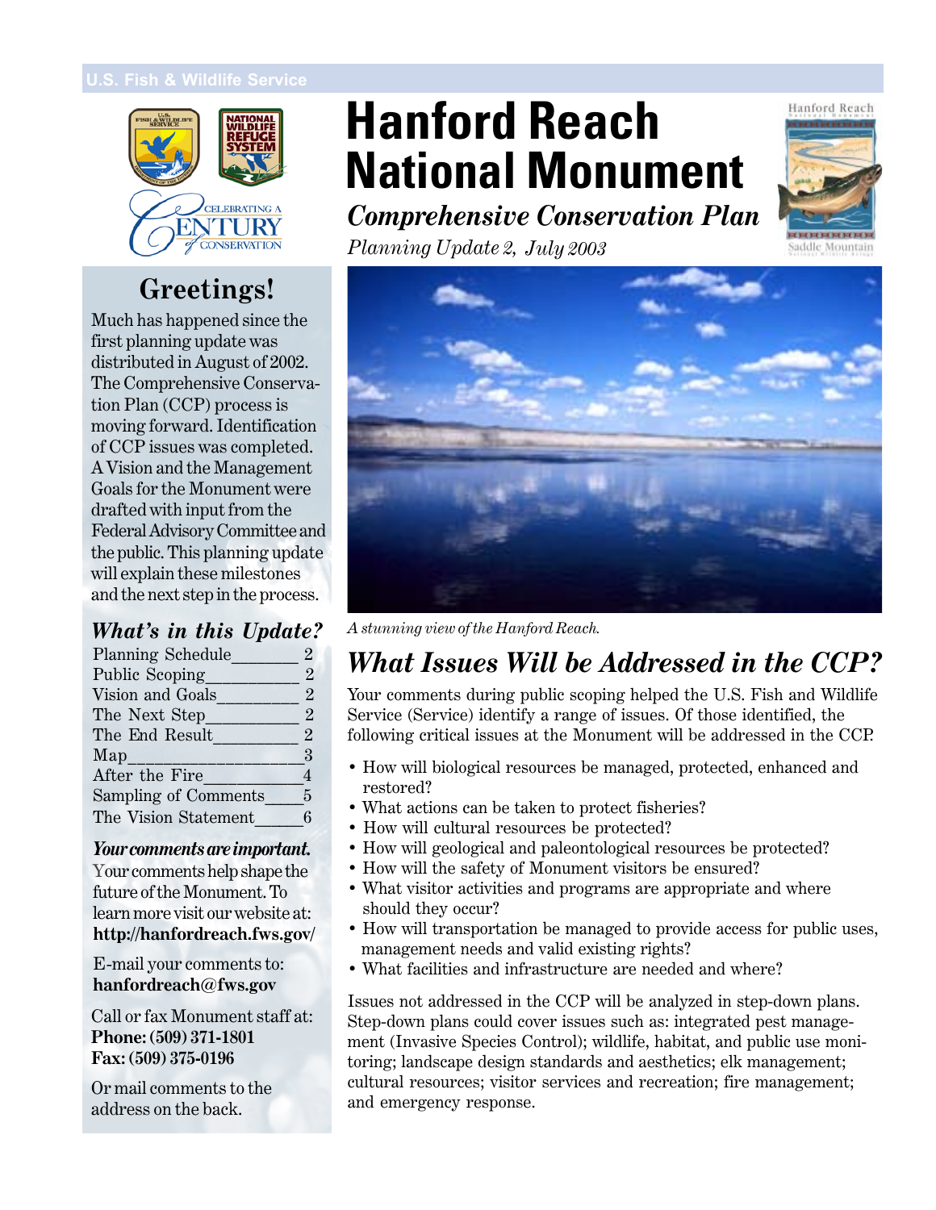U.S. Fish & Wildlife Service

# Hanford Reach National Monument

## *Comprehensive Conservation Plan*

*Planning Update 2, July 2003*

## Greetings!

Much has happened since the first planning update was distributed in August of 2002. The Comprehensive Conservation Plan (CCP) process is moving forward. Identification of CCP issues was completed. A Vision and the Management Goals for the Monument were drafted with input from the Federal Advisory Committee and the public. This planning update will explain these milestones and the next step in the process.

### *What's in this Update?*

| | |
|---|---|
| Planning Schedule | 2 |
| Public Scoping | 2 |
| Vision and Goals | 2 |
| The Next Step | 2 |
| The End Result | 2 |
| Map | 3 |
| After the Fire | 4 |
| Sampling of Comments | 5 |
| The Vision Statement | 6 |

***Your comments are important.*** Your comments help shape the future of the Monument. To learn more visit our website at: **http://hanfordreach.fws.gov/**

E-mail your comments to: **hanfordreach@fws.gov**

Call or fax Monument staff at:
**Phone: (509) 371-1801**
**Fax: (509) 375-0196**

Or mail comments to the address on the back.

*A stunning view of the Hanford Reach.*

## *What Issues Will be Addressed in the CCP?*

Your comments during public scoping helped the U.S. Fish and Wildlife Service (Service) identify a range of issues. Of those identified, the following critical issues at the Monument will be addressed in the CCP.

- How will biological resources be managed, protected, enhanced and restored?
- What actions can be taken to protect fisheries?
- How will cultural resources be protected?
- How will geological and paleontological resources be protected?
- How will the safety of Monument visitors be ensured?
- What visitor activities and programs are appropriate and where should they occur?
- How will transportation be managed to provide access for public uses, management needs and valid existing rights?
- What facilities and infrastructure are needed and where?

Issues not addressed in the CCP will be analyzed in step-down plans. Step-down plans could cover issues such as: integrated pest management (Invasive Species Control); wildlife, habitat, and public use monitoring; landscape design standards and aesthetics; elk management; cultural resources; visitor services and recreation; fire management; and emergency response.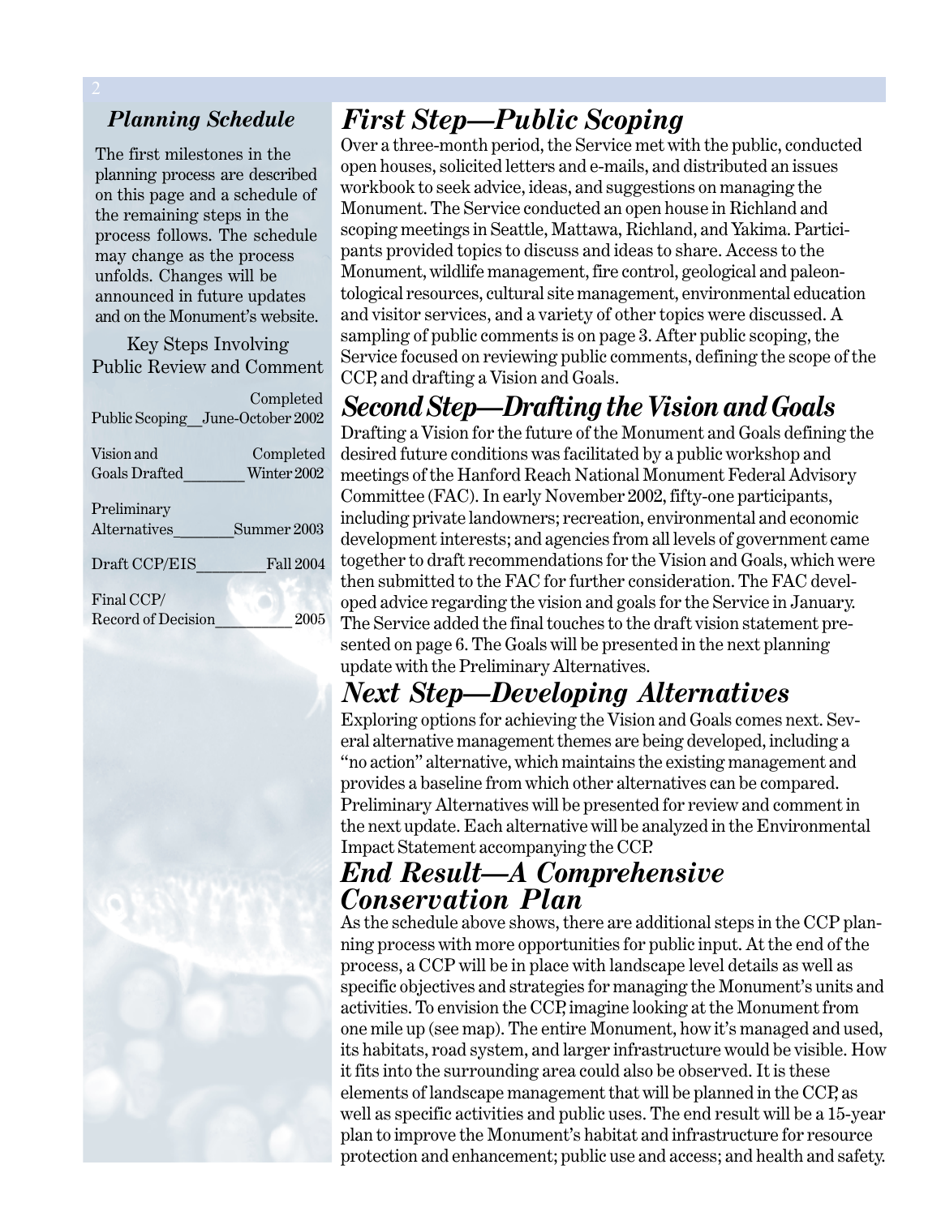## *Planning Schedule*

The first milestones in the planning process are described on this page and a schedule of the remaining steps in the process follows. The schedule may change as the process unfolds. Changes will be announced in future updates and on the Monument's website.

Key Steps Involving Public Review and Comment

| Step | Date |
|---|---|
| Public Scoping | Completed June-October 2002 |
| Vision and Goals Drafted | Completed Winter 2002 |
| Preliminary Alternatives | Summer 2003 |
| Draft CCP/EIS | Fall 2004 |
| Final CCP/ Record of Decision | 2005 |

# *First Step—Public Scoping*

Over a three-month period, the Service met with the public, conducted open houses, solicited letters and e-mails, and distributed an issues workbook to seek advice, ideas, and suggestions on managing the Monument. The Service conducted an open house in Richland and scoping meetings in Seattle, Mattawa, Richland, and Yakima. Participants provided topics to discuss and ideas to share. Access to the Monument, wildlife management, fire control, geological and paleontological resources, cultural site management, environmental education and visitor services, and a variety of other topics were discussed. A sampling of public comments is on page 3. After public scoping, the Service focused on reviewing public comments, defining the scope of the CCP, and drafting a Vision and Goals.

# *Second Step—Drafting the Vision and Goals*

Drafting a Vision for the future of the Monument and Goals defining the desired future conditions was facilitated by a public workshop and meetings of the Hanford Reach National Monument Federal Advisory Committee (FAC). In early November 2002, fifty-one participants, including private landowners; recreation, environmental and economic development interests; and agencies from all levels of government came together to draft recommendations for the Vision and Goals, which were then submitted to the FAC for further consideration. The FAC developed advice regarding the vision and goals for the Service in January. The Service added the final touches to the draft vision statement presented on page 6. The Goals will be presented in the next planning update with the Preliminary Alternatives.

# *Next Step—Developing Alternatives*

Exploring options for achieving the Vision and Goals comes next. Several alternative management themes are being developed, including a "no action" alternative, which maintains the existing management and provides a baseline from which other alternatives can be compared. Preliminary Alternatives will be presented for review and comment in the next update. Each alternative will be analyzed in the Environmental Impact Statement accompanying the CCP.

# *End Result—A Comprehensive Conservation Plan*

As the schedule above shows, there are additional steps in the CCP planning process with more opportunities for public input. At the end of the process, a CCP will be in place with landscape level details as well as specific objectives and strategies for managing the Monument's units and activities. To envision the CCP, imagine looking at the Monument from one mile up (see map). The entire Monument, how it's managed and used, its habitats, road system, and larger infrastructure would be visible. How it fits into the surrounding area could also be observed. It is these elements of landscape management that will be planned in the CCP, as well as specific activities and public uses. The end result will be a 15-year plan to improve the Monument's habitat and infrastructure for resource protection and enhancement; public use and access; and health and safety.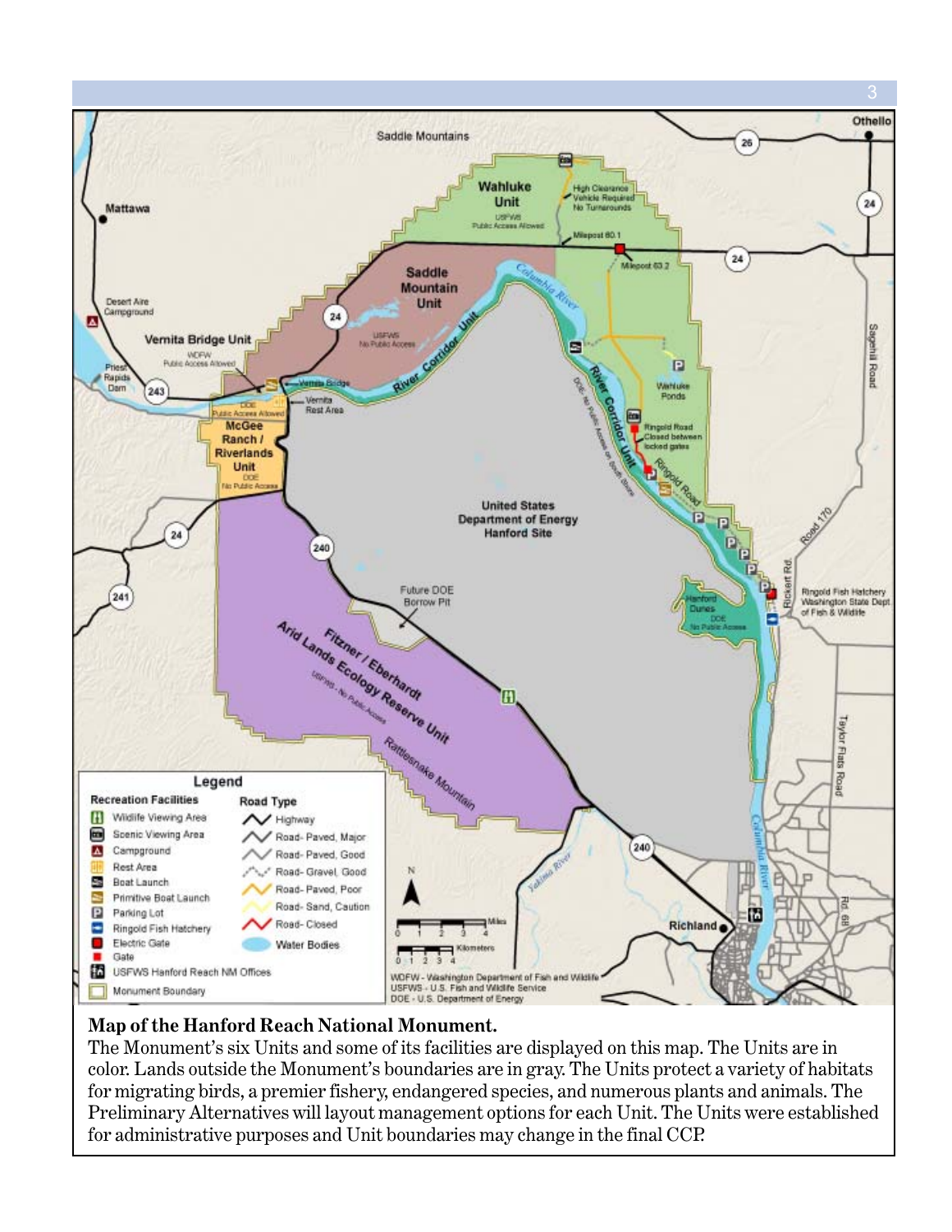**Map of the Hanford Reach National Monument.**
The Monument's six Units and some of its facilities are displayed on this map. The Units are in color. Lands outside the Monument's boundaries are in gray. The Units protect a variety of habitats for migrating birds, a premier fishery, endangered species, and numerous plants and animals. The Preliminary Alternatives will layout management options for each Unit. The Units were established for administrative purposes and Unit boundaries may change in the final CCP.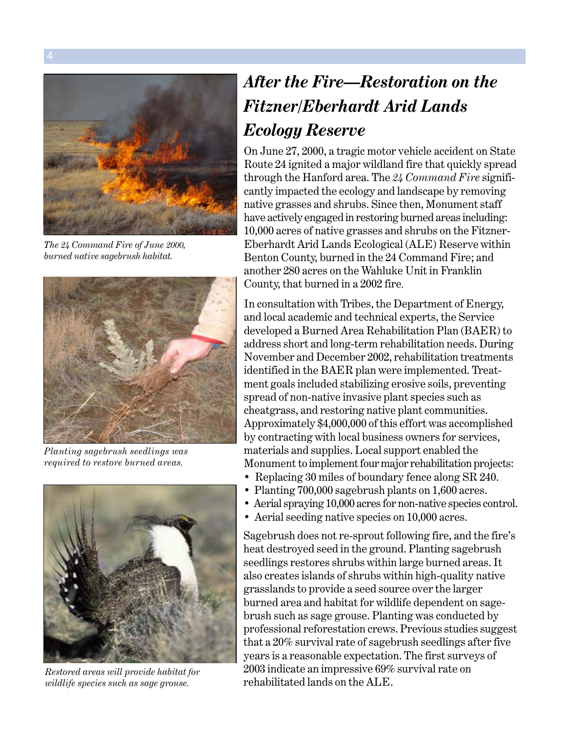The 24 Command Fire of June 2000, burned native sagebrush habitat.

Planting sagebrush seedlings was required to restore burned areas.

Restored areas will provide habitat for wildlife species such as sage grouse.

# After the Fire—Restoration on the Fitzner/Eberhardt Arid Lands Ecology Reserve

On June 27, 2000, a tragic motor vehicle accident on State Route 24 ignited a major wildland fire that quickly spread through the Hanford area. The *24 Command Fire* significantly impacted the ecology and landscape by removing native grasses and shrubs. Since then, Monument staff have actively engaged in restoring burned areas including: 10,000 acres of native grasses and shrubs on the Fitzner-Eberhardt Arid Lands Ecological (ALE) Reserve within Benton County, burned in the 24 Command Fire; and another 280 acres on the Wahluke Unit in Franklin County, that burned in a 2002 fire.

In consultation with Tribes, the Department of Energy, and local academic and technical experts, the Service developed a Burned Area Rehabilitation Plan (BAER) to address short and long-term rehabilitation needs. During November and December 2002, rehabilitation treatments identified in the BAER plan were implemented. Treatment goals included stabilizing erosive soils, preventing spread of non-native invasive plant species such as cheatgrass, and restoring native plant communities. Approximately $4,000,000 of this effort was accomplished by contracting with local business owners for services, materials and supplies. Local support enabled the Monument to implement four major rehabilitation projects:

- Replacing 30 miles of boundary fence along SR 240.
- Planting 700,000 sagebrush plants on 1,600 acres.
- Aerial spraying 10,000 acres for non-native species control.
- Aerial seeding native species on 10,000 acres.

Sagebrush does not re-sprout following fire, and the fire's heat destroyed seed in the ground. Planting sagebrush seedlings restores shrubs within large burned areas. It also creates islands of shrubs within high-quality native grasslands to provide a seed source over the larger burned area and habitat for wildlife dependent on sagebrush such as sage grouse. Planting was conducted by professional reforestation crews. Previous studies suggest that a 20% survival rate of sagebrush seedlings after five years is a reasonable expectation. The first surveys of 2003 indicate an impressive 69% survival rate on rehabilitated lands on the ALE.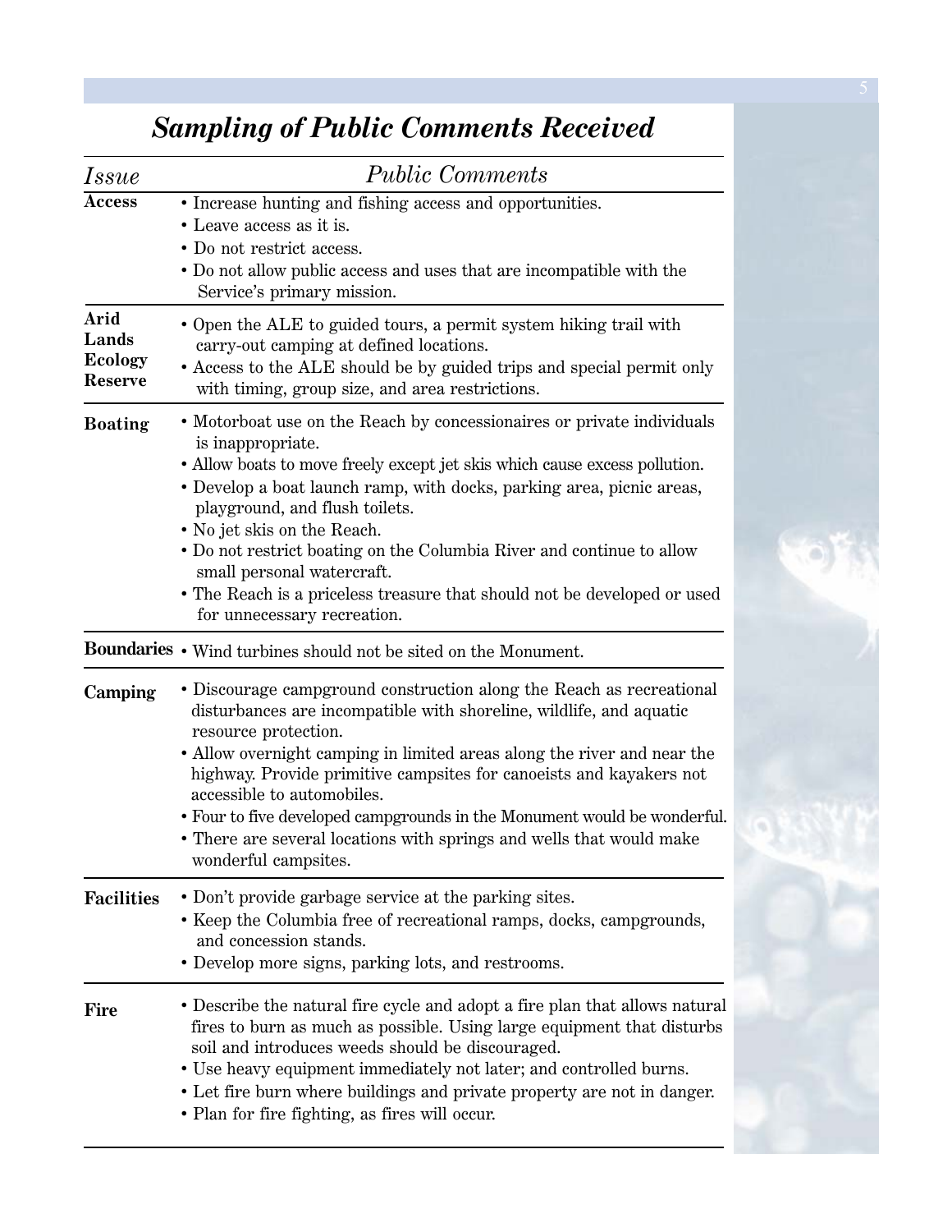## *Sampling of Public Comments Received*

| *Issue* | *Public Comments* |
|---|---|
| **Access** | • Increase hunting and fishing access and opportunities.<br>• Leave access as it is.<br>• Do not restrict access.<br>• Do not allow public access and uses that are incompatible with the Service's primary mission. |
| **Arid Lands Ecology Reserve** | • Open the ALE to guided tours, a permit system hiking trail with carry-out camping at defined locations.<br>• Access to the ALE should be by guided trips and special permit only with timing, group size, and area restrictions. |
| **Boating** | • Motorboat use on the Reach by concessionaires or private individuals is inappropriate.<br>• Allow boats to move freely except jet skis which cause excess pollution.<br>• Develop a boat launch ramp, with docks, parking area, picnic areas, playground, and flush toilets.<br>• No jet skis on the Reach.<br>• Do not restrict boating on the Columbia River and continue to allow small personal watercraft.<br>• The Reach is a priceless treasure that should not be developed or used for unnecessary recreation. |
| **Boundaries** | • Wind turbines should not be sited on the Monument. |
| **Camping** | • Discourage campground construction along the Reach as recreational disturbances are incompatible with shoreline, wildlife, and aquatic resource protection.<br>• Allow overnight camping in limited areas along the river and near the highway. Provide primitive campsites for canoeists and kayakers not accessible to automobiles.<br>• Four to five developed campgrounds in the Monument would be wonderful.<br>• There are several locations with springs and wells that would make wonderful campsites. |
| **Facilities** | • Don't provide garbage service at the parking sites.<br>• Keep the Columbia free of recreational ramps, docks, campgrounds, and concession stands.<br>• Develop more signs, parking lots, and restrooms. |
| **Fire** | • Describe the natural fire cycle and adopt a fire plan that allows natural fires to burn as much as possible. Using large equipment that disturbs soil and introduces weeds should be discouraged.<br>• Use heavy equipment immediately not later; and controlled burns.<br>• Let fire burn where buildings and private property are not in danger.<br>• Plan for fire fighting, as fires will occur. |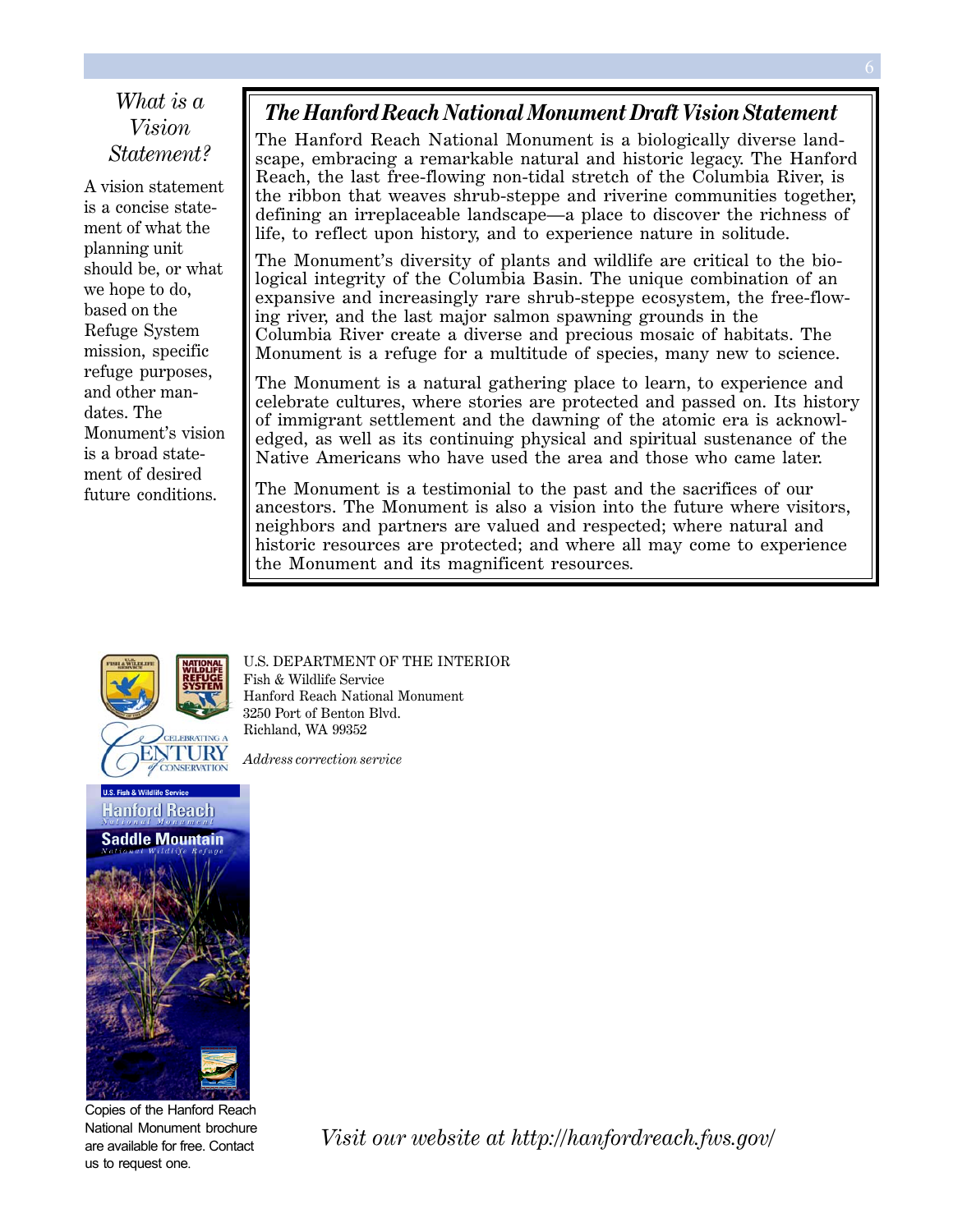## *What is a Vision Statement?*

A vision statement is a concise statement of what the planning unit should be, or what we hope to do, based on the Refuge System mission, specific refuge purposes, and other mandates. The Monument's vision is a broad statement of desired future conditions.

## *The Hanford Reach National Monument Draft Vision Statement*

The Hanford Reach National Monument is a biologically diverse landscape, embracing a remarkable natural and historic legacy. The Hanford Reach, the last free-flowing non-tidal stretch of the Columbia River, is the ribbon that weaves shrub-steppe and riverine communities together, defining an irreplaceable landscape—a place to discover the richness of life, to reflect upon history, and to experience nature in solitude.

The Monument's diversity of plants and wildlife are critical to the biological integrity of the Columbia Basin. The unique combination of an expansive and increasingly rare shrub-steppe ecosystem, the free-flowing river, and the last major salmon spawning grounds in the Columbia River create a diverse and precious mosaic of habitats. The Monument is a refuge for a multitude of species, many new to science.

The Monument is a natural gathering place to learn, to experience and celebrate cultures, where stories are protected and passed on. Its history of immigrant settlement and the dawning of the atomic era is acknowledged, as well as its continuing physical and spiritual sustenance of the Native Americans who have used the area and those who came later.

The Monument is a testimonial to the past and the sacrifices of our ancestors. The Monument is also a vision into the future where visitors, neighbors and partners are valued and respected; where natural and historic resources are protected; and where all may come to experience the Monument and its magnificent resources.

U.S. DEPARTMENT OF THE INTERIOR
Fish & Wildlife Service
Hanford Reach National Monument
3250 Port of Benton Blvd.
Richland, WA 99352

*Address correction service*

Copies of the Hanford Reach National Monument brochure are available for free. Contact us to request one.

*Visit our website at http://hanfordreach.fws.gov/*